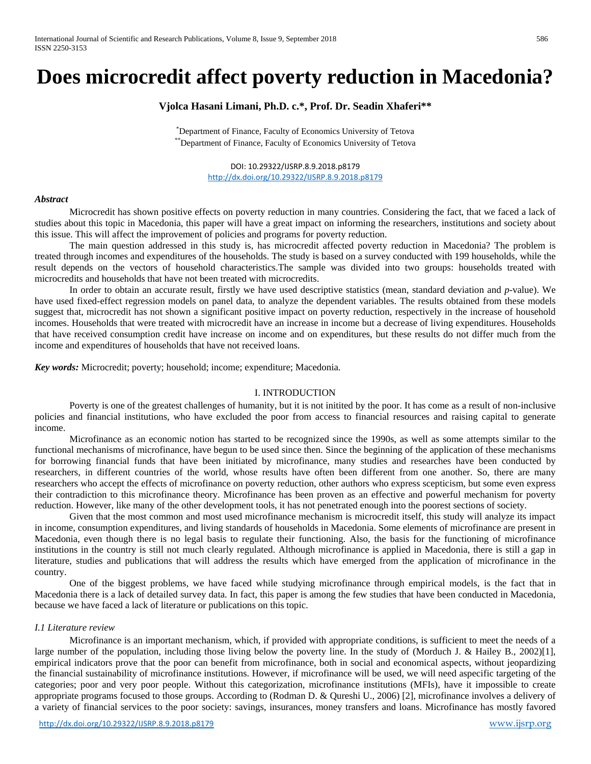# Does microcredit affect poverty reduction in Macedonia?

**Vjolca Hasani Limani, Ph.D. c.*, Prof. Dr. Seadin Xhaferi****

*Department of Finance, Faculty of Economics University of Tetova
**Department of Finance, Faculty of Economics University of Tetova

DOI: 10.29322/IJSRP.8.9.2018.p8179
http://dx.doi.org/10.29322/IJSRP.8.9.2018.p8179

***Abstract***

Microcredit has shown positive effects on poverty reduction in many countries. Considering the fact, that we faced a lack of studies about this topic in Macedonia, this paper will have a great impact on informing the researchers, institutions and society about this issue. This will affect the improvement of policies and programs for poverty reduction.

The main question addressed in this study is, has microcredit affected poverty reduction in Macedonia? The problem is treated through incomes and expenditures of the households. The study is based on a survey conducted with 199 households, while the result depends on the vectors of household characteristics.The sample was divided into two groups: households treated with microcredits and households that have not been treated with microcredits.

In order to obtain an accurate result, firstly we have used descriptive statistics (mean, standard deviation and *p*-value). We have used fixed-effect regression models on panel data, to analyze the dependent variables. The results obtained from these models suggest that, microcredit has not shown a significant positive impact on poverty reduction, respectively in the increase of household incomes. Households that were treated with microcredit have an increase in income but a decrease of living expenditures. Households that have received consumption credit have increase on income and on expenditures, but these results do not differ much from the income and expenditures of households that have not received loans.

***Key words:*** Microcredit; poverty; household; income; expenditure; Macedonia.

## I. INTRODUCTION

Poverty is one of the greatest challenges of humanity, but it is not initited by the poor. It has come as a result of non-inclusive policies and financial institutions, who have excluded the poor from access to financial resources and raising capital to generate income.

Microfinance as an economic notion has started to be recognized since the 1990s, as well as some attempts similar to the functional mechanisms of microfinance, have begun to be used since then. Since the beginning of the application of these mechanisms for borrowing financial funds that have been initiated by microfinance, many studies and researches have been conducted by researchers, in different countries of the world, whose results have often been different from one another. So, there are many researchers who accept the effects of microfinance on poverty reduction, other authors who express scepticism, but some even express their contradiction to this microfinance theory. Microfinance has been proven as an effective and powerful mechanism for poverty reduction. However, like many of the other development tools, it has not penetrated enough into the poorest sections of society.

Given that the most common and most used microfinance mechanism is microcredit itself, this study will analyze its impact in income, consumption expenditures, and living standards of households in Macedonia. Some elements of microfinance are present in Macedonia, even though there is no legal basis to regulate their functioning. Also, the basis for the functioning of microfinance institutions in the country is still not much clearly regulated. Although microfinance is applied in Macedonia, there is still a gap in literature, studies and publications that will address the results which have emerged from the application of microfinance in the country.

One of the biggest problems, we have faced while studying microfinance through empirical models, is the fact that in Macedonia there is a lack of detailed survey data. In fact, this paper is among the few studies that have been conducted in Macedonia, because we have faced a lack of literature or publications on this topic.

### *I.1 Literature review*

Microfinance is an important mechanism, which, if provided with appropriate conditions, is sufficient to meet the needs of a large number of the population, including those living below the poverty line. In the study of (Morduch J. & Hailey B., 2002)[1], empirical indicators prove that the poor can benefit from microfinance, both in social and economical aspects, without jeopardizing the financial sustainability of microfinance institutions. However, if microfinance will be used, we will need aspecific targeting of the categories; poor and very poor people. Without this categorization, microfinance institutions (MFIs), have it impossible to create appropriate programs focused to those groups. According to (Rodman D. & Qureshi U., 2006) [2], microfinance involves a delivery of a variety of financial services to the poor society: savings, insurances, money transfers and loans. Microfinance has mostly favored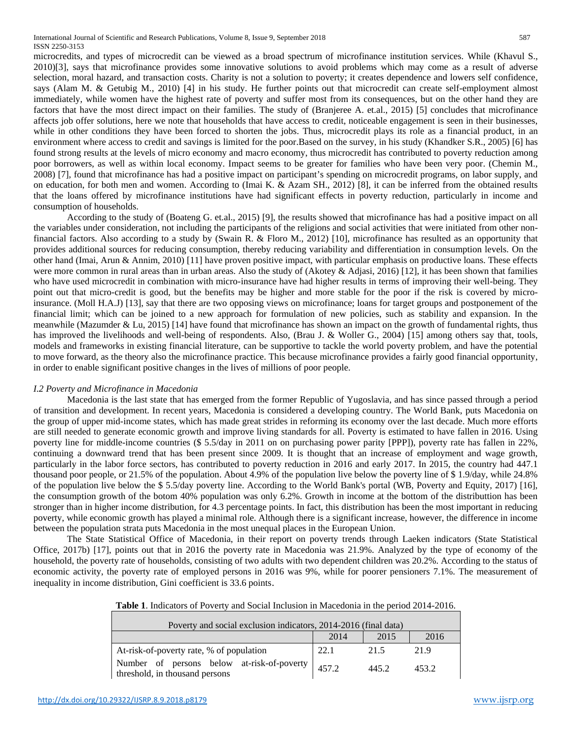microcredits, and types of microcredit can be viewed as a broad spectrum of microfinance institution services. While (Khavul S., 2010)[3], says that microfinance provides some innovative solutions to avoid problems which may come as a result of adverse selection, moral hazard, and transaction costs. Charity is not a solution to poverty; it creates dependence and lowers self confidence, says (Alam M. & Getubig M., 2010) [4] in his study. He further points out that microcredit can create self-employment almost immediately, while women have the highest rate of poverty and suffer most from its consequences, but on the other hand they are factors that have the most direct impact on their families. The study of (Branjeree A. et.al., 2015) [5] concludes that microfinance affects job offer solutions, here we note that households that have access to credit, noticeable engagement is seen in their businesses, while in other conditions they have been forced to shorten the jobs. Thus, microcredit plays its role as a financial product, in an environment where access to credit and savings is limited for the poor.Based on the survey, in his study (Khandker S.R., 2005) [6] has found strong results at the levels of micro economy and macro economy, thus microcredit has contributed to poverty reduction among poor borrowers, as well as within local economy. Impact seems to be greater for families who have been very poor. (Chemin M., 2008) [7], found that microfinance has had a positive impact on participant's spending on microcredit programs, on labor supply, and on education, for both men and women. According to (Imai K. & Azam SH., 2012) [8], it can be inferred from the obtained results that the loans offered by microfinance institutions have had significant effects in poverty reduction, particularly in income and consumption of households.

According to the study of (Boateng G. et.al., 2015) [9], the results showed that microfinance has had a positive impact on all the variables under consideration, not including the participants of the religions and social activities that were initiated from other non-financial factors. Also according to a study by (Swain R. & Floro M., 2012) [10], microfinance has resulted as an opportunity that provides additional sources for reducing consumption, thereby reducing variability and differentiation in consumption levels. On the other hand (Imai, Arun & Annim, 2010) [11] have proven positive impact, with particular emphasis on productive loans. These effects were more common in rural areas than in urban areas. Also the study of (Akotey & Adjasi, 2016) [12], it has been shown that families who have used microcredit in combination with micro-insurance have had higher results in terms of improving their well-being. They point out that micro-credit is good, but the benefits may be higher and more stable for the poor if the risk is covered by micro-insurance. (Moll H.A.J) [13], say that there are two opposing views on microfinance; loans for target groups and postponement of the financial limit; which can be joined to a new approach for formulation of new policies, such as stability and expansion. In the meanwhile (Mazumder & Lu, 2015) [14] have found that microfinance has shown an impact on the growth of fundamental rights, thus has improved the livelihoods and well-being of respondents. Also, (Brau J. & Woller G., 2004) [15] among others say that, tools, models and frameworks in existing financial literature, can be supportive to tackle the world poverty problem, and have the potential to move forward, as the theory also the microfinance practice. This because microfinance provides a fairly good financial opportunity, in order to enable significant positive changes in the lives of millions of poor people.

### *I.2 Poverty and Microfinance in Macedonia*

Macedonia is the last state that has emerged from the former Republic of Yugoslavia, and has since passed through a period of transition and development. In recent years, Macedonia is considered a developing country. The World Bank, puts Macedonia on the group of upper mid-income states, which has made great strides in reforming its economy over the last decade. Much more efforts are still needed to generate economic growth and improve living standards for all. Poverty is estimated to have fallen in 2016. Using poverty line for middle-income countries ($ 5.5/day in 2011 on on purchasing power parity [PPP]), poverty rate has fallen in 22%, continuing a downward trend that has been present since 2009. It is thought that an increase of employment and wage growth, particularly in the labor force sectors, has contributed to poverty reduction in 2016 and early 2017. In 2015, the country had 447.1 thousand poor people, or 21.5% of the population. About 4.9% of the population live below the poverty line of $ 1.9/day, while 24.8% of the population live below the $ 5.5/day poverty line. According to the World Bank's portal (WB, Poverty and Equity, 2017) [16], the consumption growth of the botom 40% population was only 6.2%. Growth in income at the bottom of the distributtion has been stronger than in higher income distribution, for 4.3 percentage points. In fact, this distribution has been the most important in reducing poverty, while economic growth has played a minimal role. Although there is a significant increase, however, the difference in income between the population strata puts Macedonia in the most unequal places in the European Union.

The State Statistical Office of Macedonia, in their report on poverty trends through Laeken indicators (State Statistical Office, 2017b) [17], points out that in 2016 the poverty rate in Macedonia was 21.9%. Analyzed by the type of economy of the household, the poverty rate of households, consisting of two adults with two dependent children was 20.2%. According to the status of economic activity, the poverty rate of employed persons in 2016 was 9%, while for poorer pensioners 7.1%. The measurement of inequality in income distribution, Gini coefficient is 33.6 points.

**Table 1**. Indicators of Poverty and Social Inclusion in Macedonia in the period 2014-2016.

| Poverty and social exclusion indicators, 2014-2016 (final data) | | | |
|---|---|---|---|
| | 2014 | 2015 | 2016 |
| At-risk-of-poverty rate, % of population | 22.1 | 21.5 | 21.9 |
| Number of persons below at-risk-of-poverty threshold, in thousand persons | 457.2 | 445.2 | 453.2 |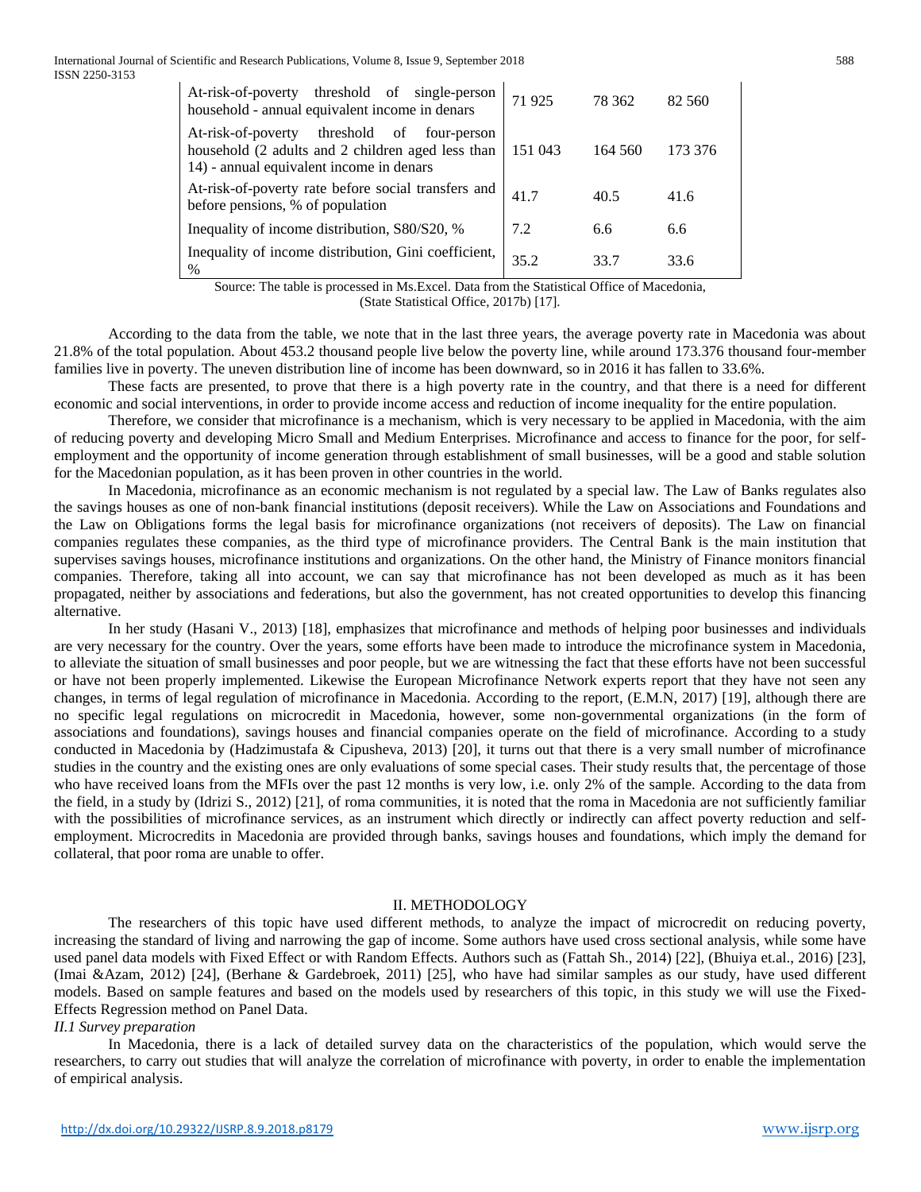| | | | |
|---|---|---|---|
| At-risk-of-poverty threshold of single-person household - annual equivalent income in denars | 71 925 | 78 362 | 82 560 |
| At-risk-of-poverty threshold of four-person household (2 adults and 2 children aged less than 14) - annual equivalent income in denars | 151 043 | 164 560 | 173 376 |
| At-risk-of-poverty rate before social transfers and before pensions, % of population | 41.7 | 40.5 | 41.6 |
| Inequality of income distribution, S80/S20, % | 7.2 | 6.6 | 6.6 |
| Inequality of income distribution, Gini coefficient, % | 35.2 | 33.7 | 33.6 |

Source: The table is processed in Ms.Excel. Data from the Statistical Office of Macedonia, (State Statistical Office, 2017b) [17].

According to the data from the table, we note that in the last three years, the average poverty rate in Macedonia was about 21.8% of the total population. About 453.2 thousand people live below the poverty line, while around 173.376 thousand four-member families live in poverty. The uneven distribution line of income has been downward, so in 2016 it has fallen to 33.6%.

These facts are presented, to prove that there is a high poverty rate in the country, and that there is a need for different economic and social interventions, in order to provide income access and reduction of income inequality for the entire population.

Therefore, we consider that microfinance is a mechanism, which is very necessary to be applied in Macedonia, with the aim of reducing poverty and developing Micro Small and Medium Enterprises. Microfinance and access to finance for the poor, for self-employment and the opportunity of income generation through establishment of small businesses, will be a good and stable solution for the Macedonian population, as it has been proven in other countries in the world.

In Macedonia, microfinance as an economic mechanism is not regulated by a special law. The Law of Banks regulates also the savings houses as one of non-bank financial institutions (deposit receivers). While the Law on Associations and Foundations and the Law on Obligations forms the legal basis for microfinance organizations (not receivers of deposits). The Law on financial companies regulates these companies, as the third type of microfinance providers. The Central Bank is the main institution that supervises savings houses, microfinance institutions and organizations. On the other hand, the Ministry of Finance monitors financial companies. Therefore, taking all into account, we can say that microfinance has not been developed as much as it has been propagated, neither by associations and federations, but also the government, has not created opportunities to develop this financing alternative.

In her study (Hasani V., 2013) [18], emphasizes that microfinance and methods of helping poor businesses and individuals are very necessary for the country. Over the years, some efforts have been made to introduce the microfinance system in Macedonia, to alleviate the situation of small businesses and poor people, but we are witnessing the fact that these efforts have not been successful or have not been properly implemented. Likewise the European Microfinance Network experts report that they have not seen any changes, in terms of legal regulation of microfinance in Macedonia. According to the report, (E.M.N, 2017) [19], although there are no specific legal regulations on microcredit in Macedonia, however, some non-governmental organizations (in the form of associations and foundations), savings houses and financial companies operate on the field of microfinance. According to a study conducted in Macedonia by (Hadzimustafa & Cipusheva, 2013) [20], it turns out that there is a very small number of microfinance studies in the country and the existing ones are only evaluations of some special cases. Their study results that, the percentage of those who have received loans from the MFIs over the past 12 months is very low, i.e. only 2% of the sample. According to the data from the field, in a study by (Idrizi S., 2012) [21], of roma communities, it is noted that the roma in Macedonia are not sufficiently familiar with the possibilities of microfinance services, as an instrument which directly or indirectly can affect poverty reduction and self-employment. Microcredits in Macedonia are provided through banks, savings houses and foundations, which imply the demand for collateral, that poor roma are unable to offer.

## II. METHODOLOGY

The researchers of this topic have used different methods, to analyze the impact of microcredit on reducing poverty, increasing the standard of living and narrowing the gap of income. Some authors have used cross sectional analysis, while some have used panel data models with Fixed Effect or with Random Effects. Authors such as (Fattah Sh., 2014) [22], (Bhuiya et.al., 2016) [23], (Imai &Azam, 2012) [24], (Berhane & Gardebroek, 2011) [25], who have had similar samples as our study, have used different models. Based on sample features and based on the models used by researchers of this topic, in this study we will use the Fixed-Effects Regression method on Panel Data.

### *II.1 Survey preparation*

In Macedonia, there is a lack of detailed survey data on the characteristics of the population, which would serve the researchers, to carry out studies that will analyze the correlation of microfinance with poverty, in order to enable the implementation of empirical analysis.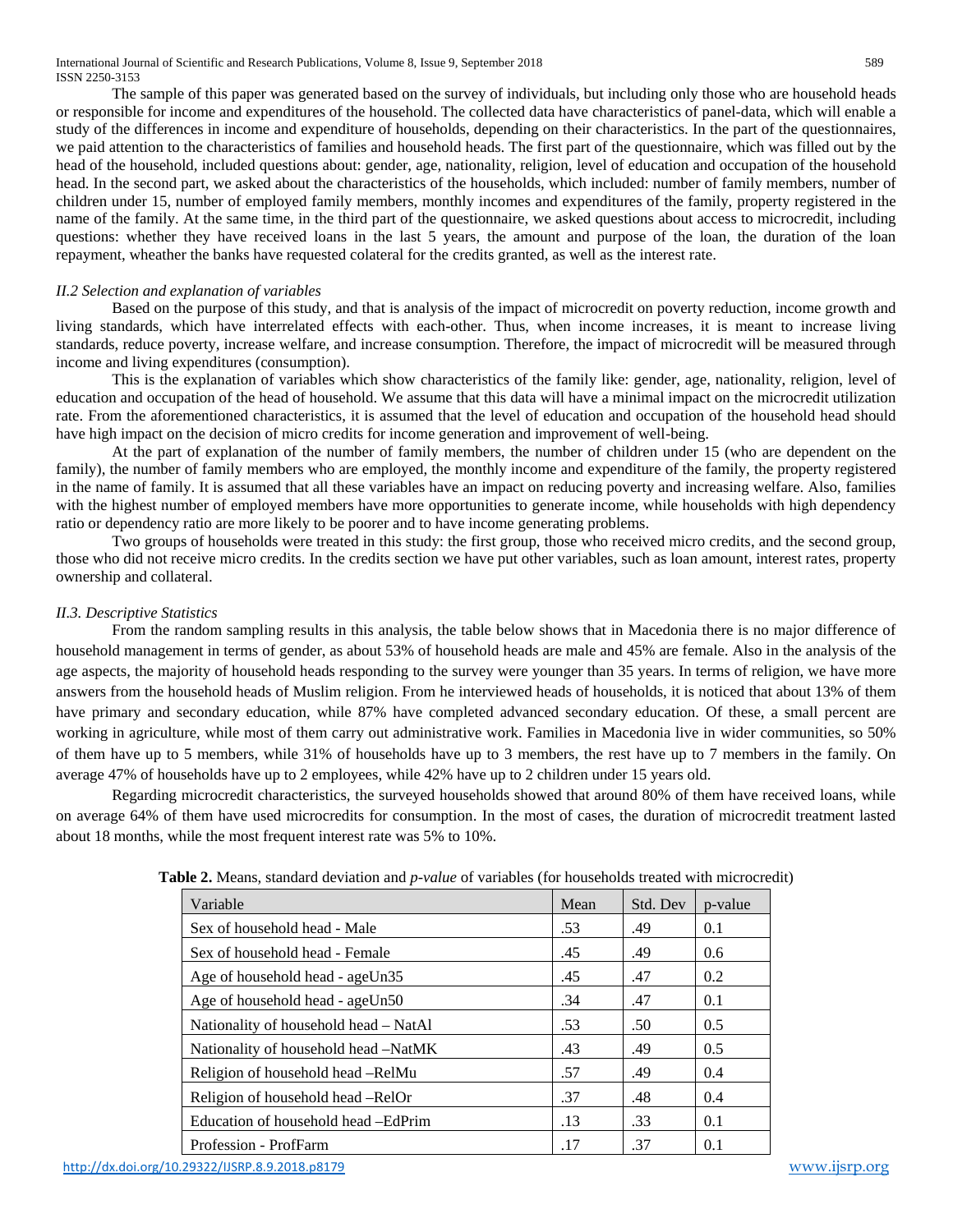The sample of this paper was generated based on the survey of individuals, but including only those who are household heads or responsible for income and expenditures of the household. The collected data have characteristics of panel-data, which will enable a study of the differences in income and expenditure of households, depending on their characteristics. In the part of the questionnaires, we paid attention to the characteristics of families and household heads. The first part of the questionnaire, which was filled out by the head of the household, included questions about: gender, age, nationality, religion, level of education and occupation of the household head. In the second part, we asked about the characteristics of the households, which included: number of family members, number of children under 15, number of employed family members, monthly incomes and expenditures of the family, property registered in the name of the family. At the same time, in the third part of the questionnaire, we asked questions about access to microcredit, including questions: whether they have received loans in the last 5 years, the amount and purpose of the loan, the duration of the loan repayment, wheather the banks have requested colateral for the credits granted, as well as the interest rate.

### *II.2 Selection and explanation of variables*

Based on the purpose of this study, and that is analysis of the impact of microcredit on poverty reduction, income growth and living standards, which have interrelated effects with each-other. Thus, when income increases, it is meant to increase living standards, reduce poverty, increase welfare, and increase consumption. Therefore, the impact of microcredit will be measured through income and living expenditures (consumption).

This is the explanation of variables which show characteristics of the family like: gender, age, nationality, religion, level of education and occupation of the head of household. We assume that this data will have a minimal impact on the microcredit utilization rate. From the aforementioned characteristics, it is assumed that the level of education and occupation of the household head should have high impact on the decision of micro credits for income generation and improvement of well-being.

At the part of explanation of the number of family members, the number of children under 15 (who are dependent on the family), the number of family members who are employed, the monthly income and expenditure of the family, the property registered in the name of family. It is assumed that all these variables have an impact on reducing poverty and increasing welfare. Also, families with the highest number of employed members have more opportunities to generate income, while households with high dependency ratio or dependency ratio are more likely to be poorer and to have income generating problems.

Two groups of households were treated in this study: the first group, those who received micro credits, and the second group, those who did not receive micro credits. In the credits section we have put other variables, such as loan amount, interest rates, property ownership and collateral.

### *II.3. Descriptive Statistics*

From the random sampling results in this analysis, the table below shows that in Macedonia there is no major difference of household management in terms of gender, as about 53% of household heads are male and 45% are female. Also in the analysis of the age aspects, the majority of household heads responding to the survey were younger than 35 years. In terms of religion, we have more answers from the household heads of Muslim religion. From he interviewed heads of households, it is noticed that about 13% of them have primary and secondary education, while 87% have completed advanced secondary education. Of these, a small percent are working in agriculture, while most of them carry out administrative work. Families in Macedonia live in wider communities, so 50% of them have up to 5 members, while 31% of households have up to 3 members, the rest have up to 7 members in the family. On average 47% of households have up to 2 employees, while 42% have up to 2 children under 15 years old.

Regarding microcredit characteristics, the surveyed households showed that around 80% of them have received loans, while on average 64% of them have used microcredits for consumption. In the most of cases, the duration of microcredit treatment lasted about 18 months, while the most frequent interest rate was 5% to 10%.

**Table 2.** Means, standard deviation and *p-value* of variables (for households treated with microcredit)

| Variable | Mean | Std. Dev | p-value |
|---|---|---|---|
| Sex of household head - Male | .53 | .49 | 0.1 |
| Sex of household head - Female | .45 | .49 | 0.6 |
| Age of household head - ageUn35 | .45 | .47 | 0.2 |
| Age of household head - ageUn50 | .34 | .47 | 0.1 |
| Nationality of household head – NatAl | .53 | .50 | 0.5 |
| Nationality of household head –NatMK | .43 | .49 | 0.5 |
| Religion of household head –RelMu | .57 | .49 | 0.4 |
| Religion of household head –RelOr | .37 | .48 | 0.4 |
| Education of household head –EdPrim | .13 | .33 | 0.1 |
| Profession - ProfFarm | .17 | .37 | 0.1 |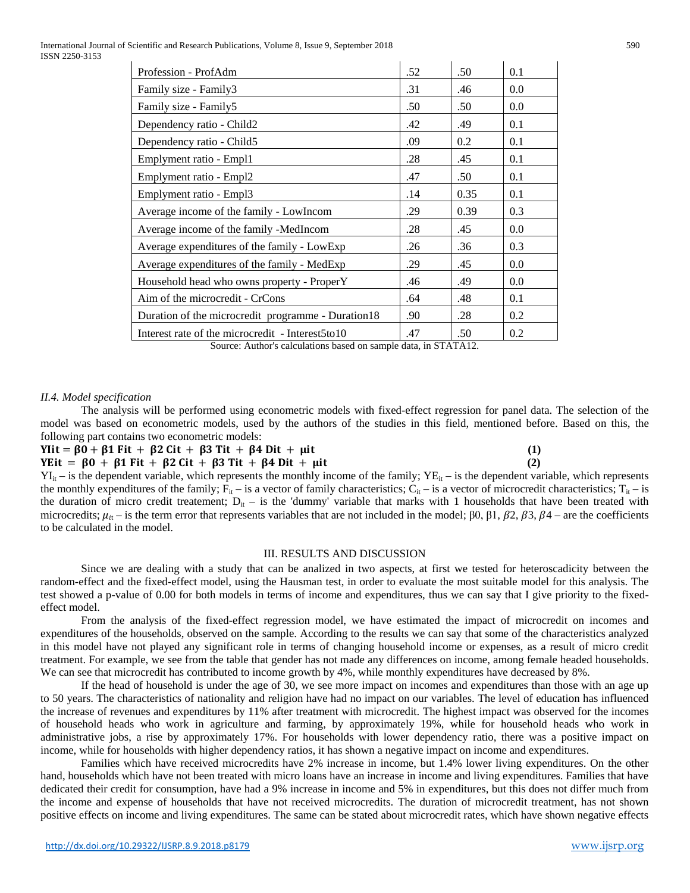| Profession - ProfAdm | .52 | .50 | 0.1 |
|---|---|---|---|
| Family size - Family3 | .31 | .46 | 0.0 |
| Family size - Family5 | .50 | .50 | 0.0 |
| Dependency ratio - Child2 | .42 | .49 | 0.1 |
| Dependency ratio - Child5 | .09 | 0.2 | 0.1 |
| Emplyment ratio - Empl1 | .28 | .45 | 0.1 |
| Emplyment ratio - Empl2 | .47 | .50 | 0.1 |
| Emplyment ratio - Empl3 | .14 | 0.35 | 0.1 |
| Average income of the family - LowIncom | .29 | 0.39 | 0.3 |
| Average income of the family -MedIncom | .28 | .45 | 0.0 |
| Average expenditures of the family - LowExp | .26 | .36 | 0.3 |
| Average expenditures of the family - MedExp | .29 | .45 | 0.0 |
| Household head who owns property - ProperY | .46 | .49 | 0.0 |
| Aim of the microcredit - CrCons | .64 | .48 | 0.1 |
| Duration of the microcredit programme - Duration18 | .90 | .28 | 0.2 |
| Interest rate of the microcredit - Interest5to10 | .47 | .50 | 0.2 |

Source: Author's calculations based on sample data, in STATA12.

### *II.4. Model specification*

The analysis will be performed using econometric models with fixed-effect regression for panel data. The selection of the model was based on econometric models, used by the authors of the studies in this field, mentioned before. Based on this, the following part contains two econometric models:

$$YI_{it} = \beta 0 + \beta 1\ F_{it} + \beta 2\ C_{it} + \beta 3\ T_{it} + \beta 4\ D_{it} + \mu_{it} \quad (1)$$

$$YE_{it} = \beta 0 + \beta 1\ F_{it} + \beta 2\ C_{it} + \beta 3\ T_{it} + \beta 4\ D_{it} + \mu_{it} \quad (2)$$

$YI_{it}$ – is the dependent variable, which represents the monthly income of the family; $YE_{it}$ – is the dependent variable, which represents the monthly expenditures of the family; $F_{it}$ – is a vector of family characteristics; $C_{it}$ – is a vector of microcredit characteristics; $T_{it}$ – is the duration of micro credit treatement; $D_{it}$ – is the 'dummy' variable that marks with 1 households that have been treated with microcredits; $\mu_{it}$ – is the term error that represents variables that are not included in the model; β0, β1, $\beta 2$, $\beta 3$, $\beta 4$ – are the coefficients to be calculated in the model.

## III. RESULTS AND DISCUSSION

Since we are dealing with a study that can be analized in two aspects, at first we tested for heteroscadicity between the random-effect and the fixed-effect model, using the Hausman test, in order to evaluate the most suitable model for this analysis. The test showed a p-value of 0.00 for both models in terms of income and expenditures, thus we can say that I give priority to the fixed-effect model.

From the analysis of the fixed-effect regression model, we have estimated the impact of microcredit on incomes and expenditures of the households, observed on the sample. According to the results we can say that some of the characteristics analyzed in this model have not played any significant role in terms of changing household income or expenses, as a result of micro credit treatment. For example, we see from the table that gender has not made any differences on income, among female headed households. We can see that microcredit has contributed to income growth by 4%, while monthly expenditures have decreased by 8%.

If the head of household is under the age of 30, we see more impact on incomes and expenditures than those with an age up to 50 years. The characteristics of nationality and religion have had no impact on our variables. The level of education has influenced the increase of revenues and expenditures by 11% after treatment with microcredit. The highest impact was observed for the incomes of household heads who work in agriculture and farming, by approximately 19%, while for household heads who work in administrative jobs, a rise by approximately 17%. For households with lower dependency ratio, there was a positive impact on income, while for households with higher dependency ratios, it has shown a negative impact on income and expenditures.

Families which have received microcredits have 2% increase in income, but 1.4% lower living expenditures. On the other hand, households which have not been treated with micro loans have an increase in income and living expenditures. Families that have dedicated their credit for consumption, have had a 9% increase in income and 5% in expenditures, but this does not differ much from the income and expense of households that have not received microcredits. The duration of microcredit treatment, has not shown positive effects on income and living expenditures. The same can be stated about microcredit rates, which have shown negative effects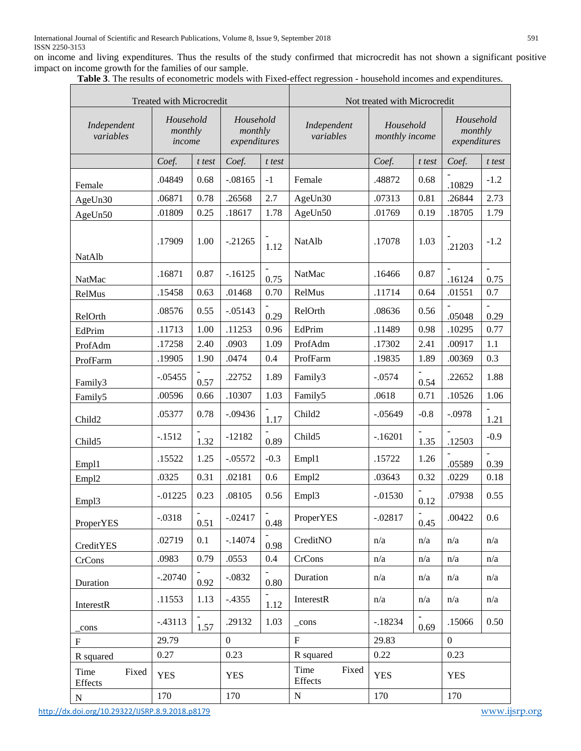on income and living expenditures. Thus the results of the study confirmed that microcredit has not shown a significant positive impact on income growth for the families of our sample.

**Table 3**. The results of econometric models with Fixed-effect regression - household incomes and expenditures.

| Treated with Microcredit | | | | | Not treated with Microcredit | | | | |
|---|---|---|---|---|---|---|---|---|---|
| *Independent variables* | *Household monthly income* | | *Household monthly expenditures* | | *Independent variables* | *Household monthly income* | | *Household monthly expenditures* | |
| | *Coef.* | *t test* | *Coef.* | *t test* | | *Coef.* | *t test* | *Coef.* | *t test* |
| Female | .04849 | 0.68 | -.08165 | -1 | Female | .48872 | 0.68 | -.10829 | -1.2 |
| AgeUn30 | .06871 | 0.78 | .26568 | 2.7 | AgeUn30 | .07313 | 0.81 | .26844 | 2.73 |
| AgeUn50 | .01809 | 0.25 | .18617 | 1.78 | AgeUn50 | .01769 | 0.19 | .18705 | 1.79 |
| NatAlb | .17909 | 1.00 | -.21265 | -1.12 | NatAlb | .17078 | 1.03 | -.21203 | -1.2 |
| NatMac | .16871 | 0.87 | -.16125 | -0.75 | NatMac | .16466 | 0.87 | -.16124 | -0.75 |
| RelMus | .15458 | 0.63 | .01468 | 0.70 | RelMus | .11714 | 0.64 | .01551 | 0.7 |
| RelOrth | .08576 | 0.55 | -.05143 | -0.29 | RelOrth | .08636 | 0.56 | -.05048 | -0.29 |
| EdPrim | .11713 | 1.00 | .11253 | 0.96 | EdPrim | .11489 | 0.98 | .10295 | 0.77 |
| ProfAdm | .17258 | 2.40 | .0903 | 1.09 | ProfAdm | .17302 | 2.41 | .00917 | 1.1 |
| ProfFarm | .19905 | 1.90 | .0474 | 0.4 | ProfFarm | .19835 | 1.89 | .00369 | 0.3 |
| Family3 | -.05455 | -0.57 | .22752 | 1.89 | Family3 | -.0574 | -0.54 | .22652 | 1.88 |
| Family5 | .00596 | 0.66 | .10307 | 1.03 | Family5 | .0618 | 0.71 | .10526 | 1.06 |
| Child2 | .05377 | 0.78 | -.09436 | -1.17 | Child2 | -.05649 | -0.8 | -.0978 | -1.21 |
| Child5 | -.1512 | -1.32 | -12182 | -0.89 | Child5 | -.16201 | -1.35 | -.12503 | -0.9 |
| Empl1 | .15522 | 1.25 | -.05572 | -0.3 | Empl1 | .15722 | 1.26 | -.05589 | -0.39 |
| Empl2 | .0325 | 0.31 | .02181 | 0.6 | Empl2 | .03643 | 0.32 | .0229 | 0.18 |
| Empl3 | -.01225 | 0.23 | .08105 | 0.56 | Empl3 | -.01530 | -0.12 | .07938 | 0.55 |
| ProperYES | -.0318 | -0.51 | -.02417 | -0.48 | ProperYES | -.02817 | -0.45 | .00422 | 0.6 |
| CreditYES | .02719 | 0.1 | -.14074 | -0.98 | CreditNO | n/a | n/a | n/a | n/a |
| CrCons | .0983 | 0.79 | .0553 | 0.4 | CrCons | n/a | n/a | n/a | n/a |
| Duration | -.20740 | -0.92 | -.0832 | -0.80 | Duration | n/a | n/a | n/a | n/a |
| InterestR | .11553 | 1.13 | -.4355 | -1.12 | InterestR | n/a | n/a | n/a | n/a |
| _cons | -.43113 | -1.57 | .29132 | 1.03 | _cons | -.18234 | -0.69 | .15066 | 0.50 |
| F | 29.79 | | 0 | | F | 29.83 | | 0 | |
| R squared | 0.27 | | 0.23 | | R squared | 0.22 | | 0.23 | |
| Time Fixed Effects | YES | | YES | | Time Fixed Effects | YES | | YES | |
| N | 170 | | 170 | | N | 170 | | 170 | |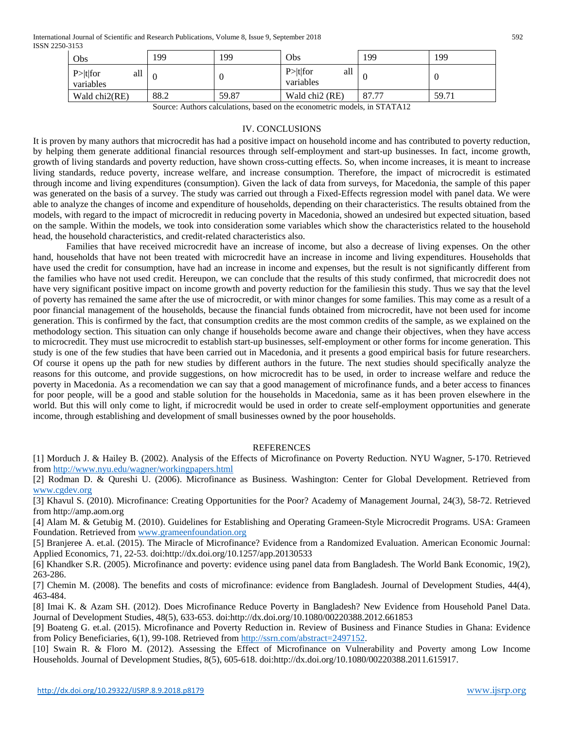| Obs | 199 | 199 | Obs | 199 | 199 |
|---|---|---|---|---|---|
| P>\|t\|for all variables | 0 | 0 | P>\|t\|for all variables | 0 | 0 |
| Wald chi2(RE) | 88.2 | 59.87 | Wald chi2 (RE) | 87.77 | 59.71 |

Source: Authors calculations, based on the econometric models, in STATA12

## IV. CONCLUSIONS

It is proven by many authors that microcredit has had a positive impact on household income and has contributed to poverty reduction, by helping them generate additional financial resources through self-employment and start-up businesses. In fact, income growth, growth of living standards and poverty reduction, have shown cross-cutting effects. So, when income increases, it is meant to increase living standards, reduce poverty, increase welfare, and increase consumption. Therefore, the impact of microcredit is estimated through income and living expenditures (consumption). Given the lack of data from surveys, for Macedonia, the sample of this paper was generated on the basis of a survey. The study was carried out through a Fixed-Effects regression model with panel data. We were able to analyze the changes of income and expenditure of households, depending on their characteristics. The results obtained from the models, with regard to the impact of microcredit in reducing poverty in Macedonia, showed an undesired but expected situation, based on the sample. Within the models, we took into consideration some variables which show the characteristics related to the household head, the household characteristics, and credit-related characteristics also.

Families that have received microcredit have an increase of income, but also a decrease of living expenses. On the other hand, households that have not been treated with microcredit have an increase in income and living expenditures. Households that have used the credit for consumption, have had an increase in income and expenses, but the result is not significantly different from the families who have not used credit. Hereupon, we can conclude that the results of this study confirmed, that microcredit does not have very significant positive impact on income growth and poverty reduction for the familiesin this study. Thus we say that the level of poverty has remained the same after the use of microcredit, or with minor changes for some families. This may come as a result of a poor financial management of the households, because the financial funds obtained from microcredit, have not been used for income generation. This is confirmed by the fact, that consumption credits are the most common credits of the sample, as we explained on the methodology section. This situation can only change if households become aware and change their objectives, when they have access to microcredit. They must use microcredit to establish start-up businesses, self-employment or other forms for income generation. This study is one of the few studies that have been carried out in Macedonia, and it presents a good empirical basis for future researchers. Of course it opens up the path for new studies by different authors in the future. The next studies should specifically analyze the reasons for this outcome, and provide suggestions, on how microcredit has to be used, in order to increase welfare and reduce the poverty in Macedonia. As a recomendation we can say that a good management of microfinance funds, and a beter access to finances for poor people, will be a good and stable solution for the households in Macedonia, same as it has been proven elsewhere in the world. But this will only come to light, if microcredit would be used in order to create self-employment opportunities and generate income, through establishing and development of small businesses owned by the poor households.

## REFERENCES

[1] Morduch J. & Hailey B. (2002). Analysis of the Effects of Microfinance on Poverty Reduction. NYU Wagner, 5-170. Retrieved from http://www.nyu.edu/wagner/workingpapers.html

[2] Rodman D. & Qureshi U. (2006). Microfinance as Business. Washington: Center for Global Development. Retrieved from www.cgdev.org

[3] Khavul S. (2010). Microfinance: Creating Opportunities for the Poor? Academy of Management Journal, 24(3), 58-72. Retrieved from http://amp.aom.org

[4] Alam M. & Getubig M. (2010). Guidelines for Establishing and Operating Grameen-Style Microcredit Programs. USA: Grameen Foundation. Retrieved from www.grameenfoundation.org

[5] Branjeree A. et.al. (2015). The Miracle of Microfinance? Evidence from a Randomized Evaluation. American Economic Journal: Applied Economics, 71, 22-53. doi:http://dx.doi.org/10.1257/app.20130533

[6] Khandker S.R. (2005). Microfinance and poverty: evidence using panel data from Bangladesh. The World Bank Economic, 19(2), 263-286.

[7] Chemin M. (2008). The benefits and costs of microfinance: evidence from Bangladesh. Journal of Development Studies, 44(4), 463-484.

[8] Imai K. & Azam SH. (2012). Does Microfinance Reduce Poverty in Bangladesh? New Evidence from Household Panel Data. Journal of Development Studies, 48(5), 633-653. doi:http://dx.doi.org/10.1080/00220388.2012.661853

[9] Boateng G. et.al. (2015). Microfinance and Poverty Reduction in. Review of Business and Finance Studies in Ghana: Evidence from Policy Beneficiaries, 6(1), 99-108. Retrieved from http://ssrn.com/abstract=2497152.

[10] Swain R. & Floro M. (2012). Assessing the Effect of Microfinance on Vulnerability and Poverty among Low Income Households. Journal of Development Studies, 8(5), 605-618. doi:http://dx.doi.org/10.1080/00220388.2011.615917.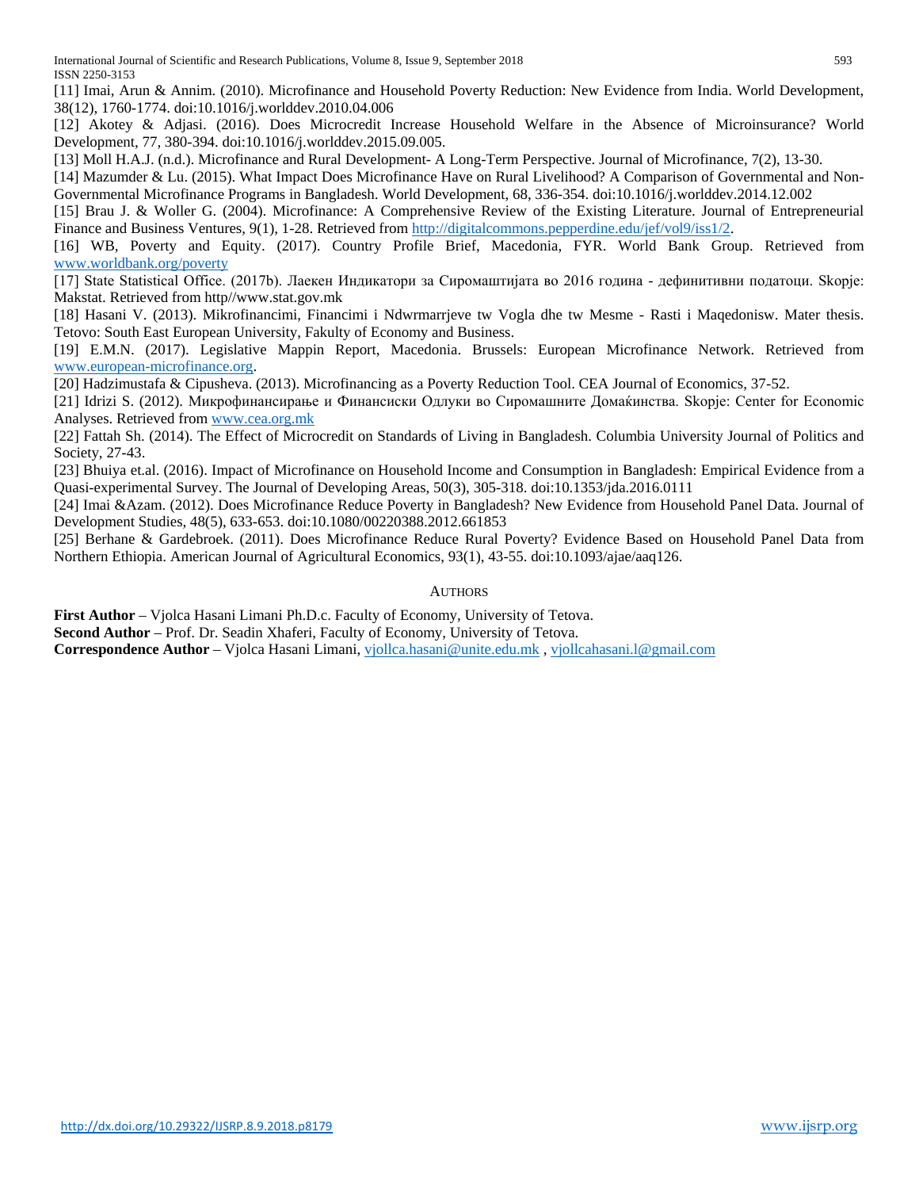[11] Imai, Arun & Annim. (2010). Microfinance and Household Poverty Reduction: New Evidence from India. World Development, 38(12), 1760-1774. doi:10.1016/j.worlddev.2010.04.006

[12] Akotey & Adjasi. (2016). Does Microcredit Increase Household Welfare in the Absence of Microinsurance? World Development, 77, 380-394. doi:10.1016/j.worlddev.2015.09.005.

[13] Moll H.A.J. (n.d.). Microfinance and Rural Development- A Long-Term Perspective. Journal of Microfinance, 7(2), 13-30.

[14] Mazumder & Lu. (2015). What Impact Does Microfinance Have on Rural Livelihood? A Comparison of Governmental and Non-Governmental Microfinance Programs in Bangladesh. World Development, 68, 336-354. doi:10.1016/j.worlddev.2014.12.002

[15] Brau J. & Woller G. (2004). Microfinance: A Comprehensive Review of the Existing Literature. Journal of Entrepreneurial Finance and Business Ventures, 9(1), 1-28. Retrieved from http://digitalcommons.pepperdine.edu/jef/vol9/iss1/2.

[16] WB, Poverty and Equity. (2017). Country Profile Brief, Macedonia, FYR. World Bank Group. Retrieved from www.worldbank.org/poverty

[17] State Statistical Office. (2017b). Лаекен Индикатори за Сиромаштијата во 2016 година - дефинитивни податоци. Skopje: Makstat. Retrieved from http//www.stat.gov.mk

[18] Hasani V. (2013). Mikrofinancimi, Financimi i Ndwrmarrjeve tw Vogla dhe tw Mesme - Rasti i Maqedonisw. Mater thesis. Tetovo: South East European University, Fakulty of Economy and Business.

[19] E.M.N. (2017). Legislative Mappin Report, Macedonia. Brussels: European Microfinance Network. Retrieved from www.european-microfinance.org.

[20] Hadzimustafa & Cipusheva. (2013). Microfinancing as a Poverty Reduction Tool. CEA Journal of Economics, 37-52.

[21] Idrizi S. (2012). Микрофинансирање и Финансиски Одлуки во Сиромашните Домаќинства. Skopje: Center for Economic Analyses. Retrieved from www.cea.org.mk

[22] Fattah Sh. (2014). The Effect of Microcredit on Standards of Living in Bangladesh. Columbia University Journal of Politics and Society, 27-43.

[23] Bhuiya et.al. (2016). Impact of Microfinance on Household Income and Consumption in Bangladesh: Empirical Evidence from a Quasi-experimental Survey. The Journal of Developing Areas, 50(3), 305-318. doi:10.1353/jda.2016.0111

[24] Imai &Azam. (2012). Does Microfinance Reduce Poverty in Bangladesh? New Evidence from Household Panel Data. Journal of Development Studies, 48(5), 633-653. doi:10.1080/00220388.2012.661853

[25] Berhane & Gardebroek. (2011). Does Microfinance Reduce Rural Poverty? Evidence Based on Household Panel Data from Northern Ethiopia. American Journal of Agricultural Economics, 93(1), 43-55. doi:10.1093/ajae/aaq126.

## AUTHORS

**First Author** – Vjolca Hasani Limani Ph.D.c. Faculty of Economy, University of Tetova.

**Second Author** – Prof. Dr. Seadin Xhaferi, Faculty of Economy, University of Tetova.

**Correspondence Author** – Vjolca Hasani Limani, vjollca.hasani@unite.edu.mk , vjollcahasani.l@gmail.com